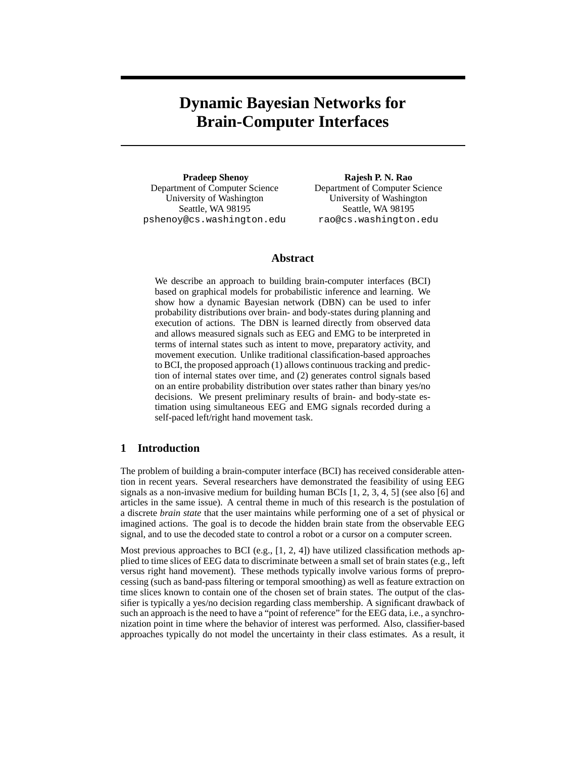# Dynamic Bayesian Networks for Brain-Computer Interfaces

**Pradeep Shenoy**
Department of Computer Science
University of Washington
Seattle, WA 98195
pshenoy@cs.washington.edu

**Rajesh P. N. Rao**
Department of Computer Science
University of Washington
Seattle, WA 98195
rao@cs.washington.edu

## Abstract

We describe an approach to building brain-computer interfaces (BCI) based on graphical models for probabilistic inference and learning. We show how a dynamic Bayesian network (DBN) can be used to infer probability distributions over brain- and body-states during planning and execution of actions. The DBN is learned directly from observed data and allows measured signals such as EEG and EMG to be interpreted in terms of internal states such as intent to move, preparatory activity, and movement execution. Unlike traditional classification-based approaches to BCI, the proposed approach (1) allows continuous tracking and prediction of internal states over time, and (2) generates control signals based on an entire probability distribution over states rather than binary yes/no decisions. We present preliminary results of brain- and body-state estimation using simultaneous EEG and EMG signals recorded during a self-paced left/right hand movement task.

## 1 Introduction

The problem of building a brain-computer interface (BCI) has received considerable attention in recent years. Several researchers have demonstrated the feasibility of using EEG signals as a non-invasive medium for building human BCIs [1, 2, 3, 4, 5] (see also [6] and articles in the same issue). A central theme in much of this research is the postulation of a discrete *brain state* that the user maintains while performing one of a set of physical or imagined actions. The goal is to decode the hidden brain state from the observable EEG signal, and to use the decoded state to control a robot or a cursor on a computer screen.

Most previous approaches to BCI (e.g., [1, 2, 4]) have utilized classification methods applied to time slices of EEG data to discriminate between a small set of brain states (e.g., left versus right hand movement). These methods typically involve various forms of preprocessing (such as band-pass filtering or temporal smoothing) as well as feature extraction on time slices known to contain one of the chosen set of brain states. The output of the classifier is typically a yes/no decision regarding class membership. A significant drawback of such an approach is the need to have a "point of reference" for the EEG data, i.e., a synchronization point in time where the behavior of interest was performed. Also, classifier-based approaches typically do not model the uncertainty in their class estimates. As a result, it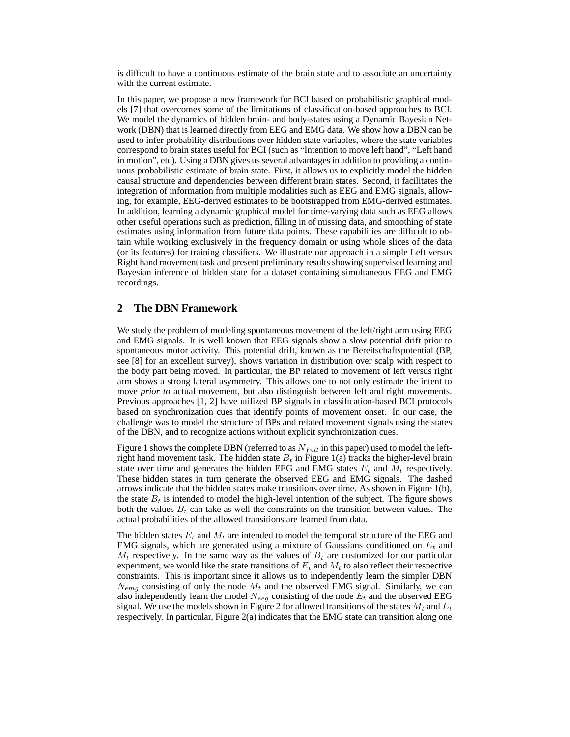is difficult to have a continuous estimate of the brain state and to associate an uncertainty with the current estimate.

In this paper, we propose a new framework for BCI based on probabilistic graphical models [7] that overcomes some of the limitations of classification-based approaches to BCI. We model the dynamics of hidden brain- and body-states using a Dynamic Bayesian Network (DBN) that is learned directly from EEG and EMG data. We show how a DBN can be used to infer probability distributions over hidden state variables, where the state variables correspond to brain states useful for BCI (such as "Intention to move left hand", "Left hand in motion", etc). Using a DBN gives us several advantages in addition to providing a continuous probabilistic estimate of brain state. First, it allows us to explicitly model the hidden causal structure and dependencies between different brain states. Second, it facilitates the integration of information from multiple modalities such as EEG and EMG signals, allowing, for example, EEG-derived estimates to be bootstrapped from EMG-derived estimates. In addition, learning a dynamic graphical model for time-varying data such as EEG allows other useful operations such as prediction, filling in of missing data, and smoothing of state estimates using information from future data points. These capabilities are difficult to obtain while working exclusively in the frequency domain or using whole slices of the data (or its features) for training classifiers. We illustrate our approach in a simple Left versus Right hand movement task and present preliminary results showing supervised learning and Bayesian inference of hidden state for a dataset containing simultaneous EEG and EMG recordings.

## 2 The DBN Framework

We study the problem of modeling spontaneous movement of the left/right arm using EEG and EMG signals. It is well known that EEG signals show a slow potential drift prior to spontaneous motor activity. This potential drift, known as the Bereitschaftspotential (BP, see [8] for an excellent survey), shows variation in distribution over scalp with respect to the body part being moved. In particular, the BP related to movement of left versus right arm shows a strong lateral asymmetry. This allows one to not only estimate the intent to move *prior to* actual movement, but also distinguish between left and right movements. Previous approaches [1, 2] have utilized BP signals in classification-based BCI protocols based on synchronization cues that identify points of movement onset. In our case, the challenge was to model the structure of BPs and related movement signals using the states of the DBN, and to recognize actions without explicit synchronization cues.

Figure 1 shows the complete DBN (referred to as $N_{full}$ in this paper) used to model the left-right hand movement task. The hidden state $B_t$ in Figure 1(a) tracks the higher-level brain state over time and generates the hidden EEG and EMG states $E_t$ and $M_t$ respectively. These hidden states in turn generate the observed EEG and EMG signals. The dashed arrows indicate that the hidden states make transitions over time. As shown in Figure 1(b), the state $B_t$ is intended to model the high-level intention of the subject. The figure shows both the values $B_t$ can take as well the constraints on the transition between values. The actual probabilities of the allowed transitions are learned from data.

The hidden states $E_t$ and $M_t$ are intended to model the temporal structure of the EEG and EMG signals, which are generated using a mixture of Gaussians conditioned on $E_t$ and $M_t$ respectively. In the same way as the values of $B_t$ are customized for our particular experiment, we would like the state transitions of $E_t$ and $M_t$ to also reflect their respective constraints. This is important since it allows us to independently learn the simpler DBN $N_{emg}$ consisting of only the node $M_t$ and the observed EMG signal. Similarly, we can also independently learn the model $N_{eeg}$ consisting of the node $E_t$ and the observed EEG signal. We use the models shown in Figure 2 for allowed transitions of the states $M_t$ and $E_t$ respectively. In particular, Figure 2(a) indicates that the EMG state can transition along one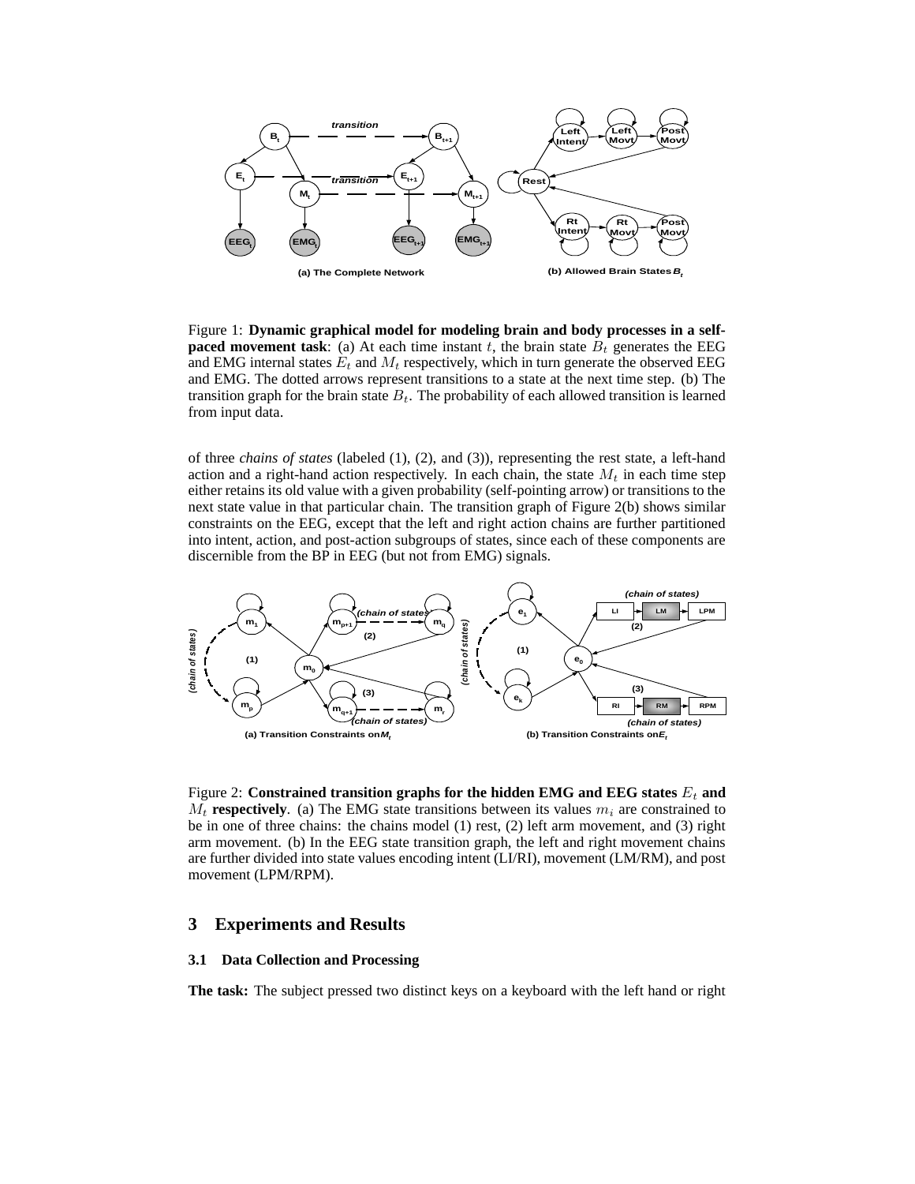Figure 1: **Dynamic graphical model for modeling brain and body processes in a self-paced movement task**: (a) At each time instant $t$, the brain state $B_t$ generates the EEG and EMG internal states $E_t$ and $M_t$ respectively, which in turn generate the observed EEG and EMG. The dotted arrows represent transitions to a state at the next time step. (b) The transition graph for the brain state $B_t$. The probability of each allowed transition is learned from input data.

of three *chains of states* (labeled (1), (2), and (3)), representing the rest state, a left-hand action and a right-hand action respectively. In each chain, the state $M_t$ in each time step either retains its old value with a given probability (self-pointing arrow) or transitions to the next state value in that particular chain. The transition graph of Figure 2(b) shows similar constraints on the EEG, except that the left and right action chains are further partitioned into intent, action, and post-action subgroups of states, since each of these components are discernible from the BP in EEG (but not from EMG) signals.

Figure 2: **Constrained transition graphs for the hidden EMG and EEG states $E_t$ and $M_t$ respectively**. (a) The EMG state transitions between its values $m_i$ are constrained to be in one of three chains: the chains model (1) rest, (2) left arm movement, and (3) right arm movement. (b) In the EEG state transition graph, the left and right movement chains are further divided into state values encoding intent (LI/RI), movement (LM/RM), and post movement (LPM/RPM).

## 3 Experiments and Results

### 3.1 Data Collection and Processing

**The task:** The subject pressed two distinct keys on a keyboard with the left hand or right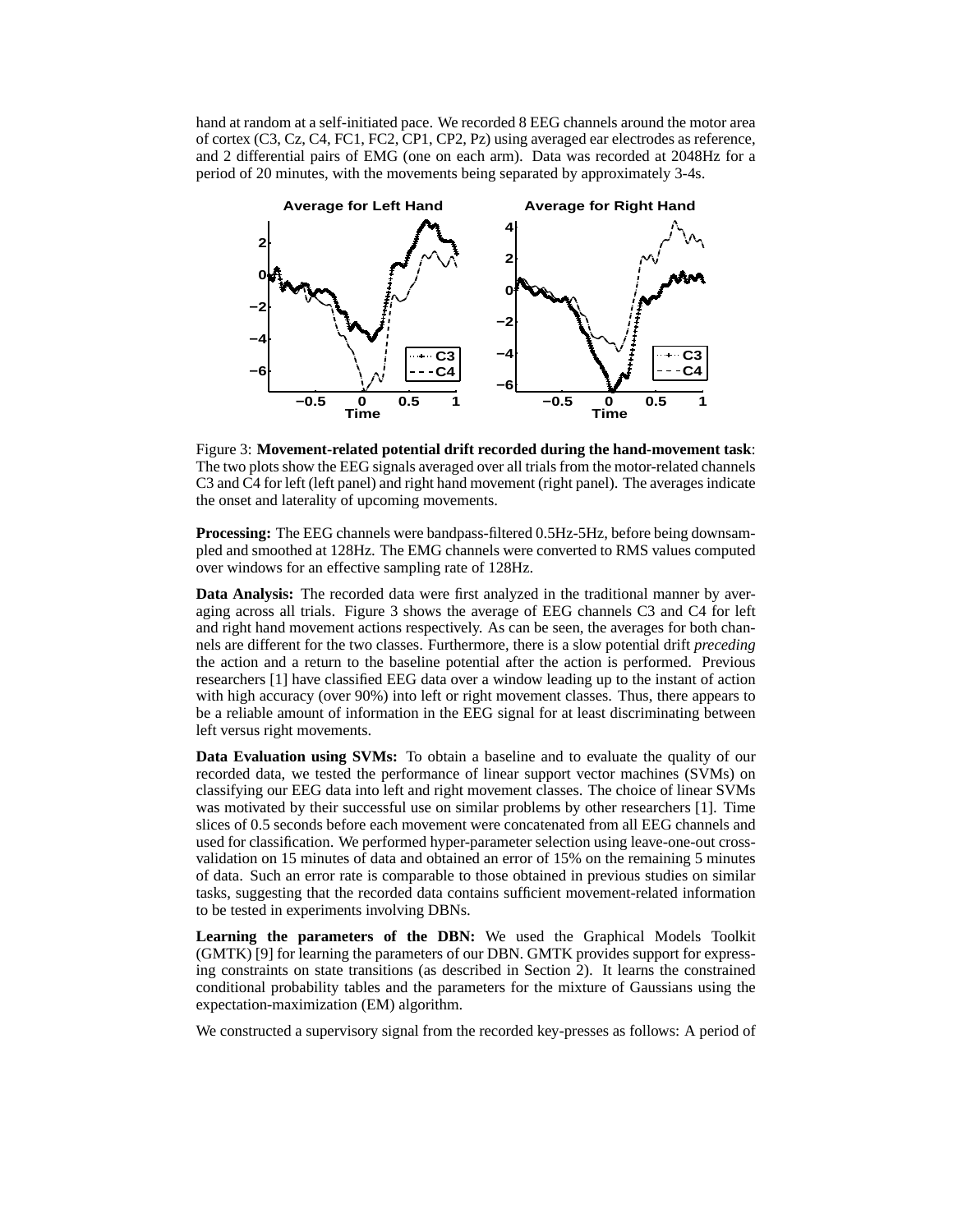hand at random at a self-initiated pace. We recorded 8 EEG channels around the motor area of cortex (C3, Cz, C4, FC1, FC2, CP1, CP2, Pz) using averaged ear electrodes as reference, and 2 differential pairs of EMG (one on each arm). Data was recorded at 2048Hz for a period of 20 minutes, with the movements being separated by approximately 3-4s.

Figure 3: **Movement-related potential drift recorded during the hand-movement task**: The two plots show the EEG signals averaged over all trials from the motor-related channels C3 and C4 for left (left panel) and right hand movement (right panel). The averages indicate the onset and laterality of upcoming movements.

**Processing:** The EEG channels were bandpass-filtered 0.5Hz-5Hz, before being downsampled and smoothed at 128Hz. The EMG channels were converted to RMS values computed over windows for an effective sampling rate of 128Hz.

**Data Analysis:** The recorded data were first analyzed in the traditional manner by averaging across all trials. Figure 3 shows the average of EEG channels C3 and C4 for left and right hand movement actions respectively. As can be seen, the averages for both channels are different for the two classes. Furthermore, there is a slow potential drift *preceding* the action and a return to the baseline potential after the action is performed. Previous researchers [1] have classified EEG data over a window leading up to the instant of action with high accuracy (over 90%) into left or right movement classes. Thus, there appears to be a reliable amount of information in the EEG signal for at least discriminating between left versus right movements.

**Data Evaluation using SVMs:** To obtain a baseline and to evaluate the quality of our recorded data, we tested the performance of linear support vector machines (SVMs) on classifying our EEG data into left and right movement classes. The choice of linear SVMs was motivated by their successful use on similar problems by other researchers [1]. Time slices of 0.5 seconds before each movement were concatenated from all EEG channels and used for classification. We performed hyper-parameter selection using leave-one-out cross-validation on 15 minutes of data and obtained an error of 15% on the remaining 5 minutes of data. Such an error rate is comparable to those obtained in previous studies on similar tasks, suggesting that the recorded data contains sufficient movement-related information to be tested in experiments involving DBNs.

**Learning the parameters of the DBN:** We used the Graphical Models Toolkit (GMTK) [9] for learning the parameters of our DBN. GMTK provides support for expressing constraints on state transitions (as described in Section 2). It learns the constrained conditional probability tables and the parameters for the mixture of Gaussians using the expectation-maximization (EM) algorithm.

We constructed a supervisory signal from the recorded key-presses as follows: A period of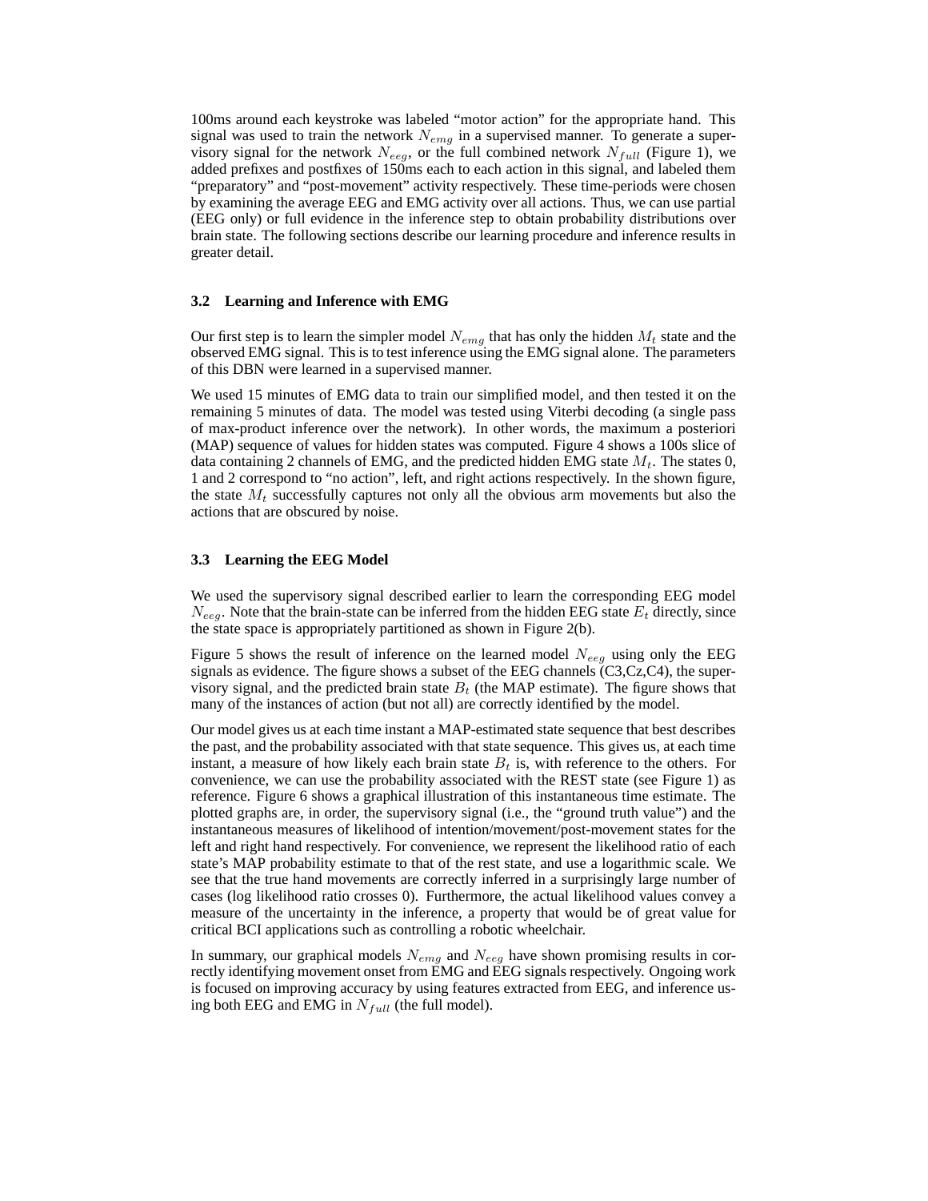100ms around each keystroke was labeled "motor action" for the appropriate hand. This signal was used to train the network $N_{emg}$ in a supervised manner. To generate a supervisory signal for the network $N_{eeg}$, or the full combined network $N_{full}$ (Figure 1), we added prefixes and postfixes of 150ms each to each action in this signal, and labeled them "preparatory" and "post-movement" activity respectively. These time-periods were chosen by examining the average EEG and EMG activity over all actions. Thus, we can use partial (EEG only) or full evidence in the inference step to obtain probability distributions over brain state. The following sections describe our learning procedure and inference results in greater detail.

### 3.2 Learning and Inference with EMG

Our first step is to learn the simpler model $N_{emg}$ that has only the hidden $M_t$ state and the observed EMG signal. This is to test inference using the EMG signal alone. The parameters of this DBN were learned in a supervised manner.

We used 15 minutes of EMG data to train our simplified model, and then tested it on the remaining 5 minutes of data. The model was tested using Viterbi decoding (a single pass of max-product inference over the network). In other words, the maximum a posteriori (MAP) sequence of values for hidden states was computed. Figure 4 shows a 100s slice of data containing 2 channels of EMG, and the predicted hidden EMG state $M_t$. The states 0, 1 and 2 correspond to "no action", left, and right actions respectively. In the shown figure, the state $M_t$ successfully captures not only all the obvious arm movements but also the actions that are obscured by noise.

### 3.3 Learning the EEG Model

We used the supervisory signal described earlier to learn the corresponding EEG model $N_{eeg}$. Note that the brain-state can be inferred from the hidden EEG state $E_t$ directly, since the state space is appropriately partitioned as shown in Figure 2(b).

Figure 5 shows the result of inference on the learned model $N_{eeg}$ using only the EEG signals as evidence. The figure shows a subset of the EEG channels (C3,Cz,C4), the supervisory signal, and the predicted brain state $B_t$ (the MAP estimate). The figure shows that many of the instances of action (but not all) are correctly identified by the model.

Our model gives us at each time instant a MAP-estimated state sequence that best describes the past, and the probability associated with that state sequence. This gives us, at each time instant, a measure of how likely each brain state $B_t$ is, with reference to the others. For convenience, we can use the probability associated with the REST state (see Figure 1) as reference. Figure 6 shows a graphical illustration of this instantaneous time estimate. The plotted graphs are, in order, the supervisory signal (i.e., the "ground truth value") and the instantaneous measures of likelihood of intention/movement/post-movement states for the left and right hand respectively. For convenience, we represent the likelihood ratio of each state's MAP probability estimate to that of the rest state, and use a logarithmic scale. We see that the true hand movements are correctly inferred in a surprisingly large number of cases (log likelihood ratio crosses 0). Furthermore, the actual likelihood values convey a measure of the uncertainty in the inference, a property that would be of great value for critical BCI applications such as controlling a robotic wheelchair.

In summary, our graphical models $N_{emg}$ and $N_{eeg}$ have shown promising results in correctly identifying movement onset from EMG and EEG signals respectively. Ongoing work is focused on improving accuracy by using features extracted from EEG, and inference using both EEG and EMG in $N_{full}$ (the full model).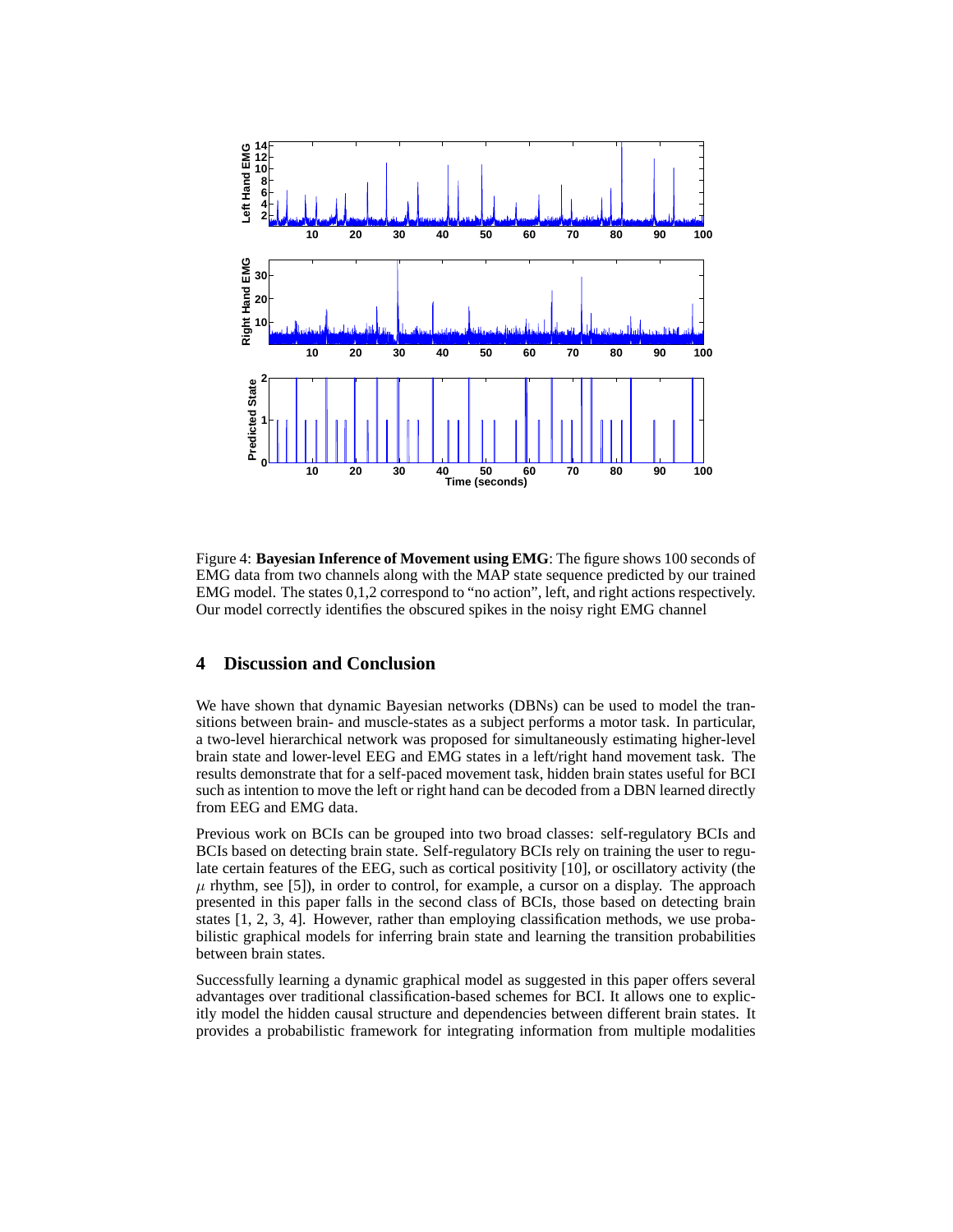Figure 4: **Bayesian Inference of Movement using EMG**: The figure shows 100 seconds of EMG data from two channels along with the MAP state sequence predicted by our trained EMG model. The states 0,1,2 correspond to "no action", left, and right actions respectively. Our model correctly identifies the obscured spikes in the noisy right EMG channel

## 4 Discussion and Conclusion

We have shown that dynamic Bayesian networks (DBNs) can be used to model the transitions between brain- and muscle-states as a subject performs a motor task. In particular, a two-level hierarchical network was proposed for simultaneously estimating higher-level brain state and lower-level EEG and EMG states in a left/right hand movement task. The results demonstrate that for a self-paced movement task, hidden brain states useful for BCI such as intention to move the left or right hand can be decoded from a DBN learned directly from EEG and EMG data.

Previous work on BCIs can be grouped into two broad classes: self-regulatory BCIs and BCIs based on detecting brain state. Self-regulatory BCIs rely on training the user to regulate certain features of the EEG, such as cortical positivity [10], or oscillatory activity (the $\mu$ rhythm, see [5]), in order to control, for example, a cursor on a display. The approach presented in this paper falls in the second class of BCIs, those based on detecting brain states [1, 2, 3, 4]. However, rather than employing classification methods, we use probabilistic graphical models for inferring brain state and learning the transition probabilities between brain states.

Successfully learning a dynamic graphical model as suggested in this paper offers several advantages over traditional classification-based schemes for BCI. It allows one to explicitly model the hidden causal structure and dependencies between different brain states. It provides a probabilistic framework for integrating information from multiple modalities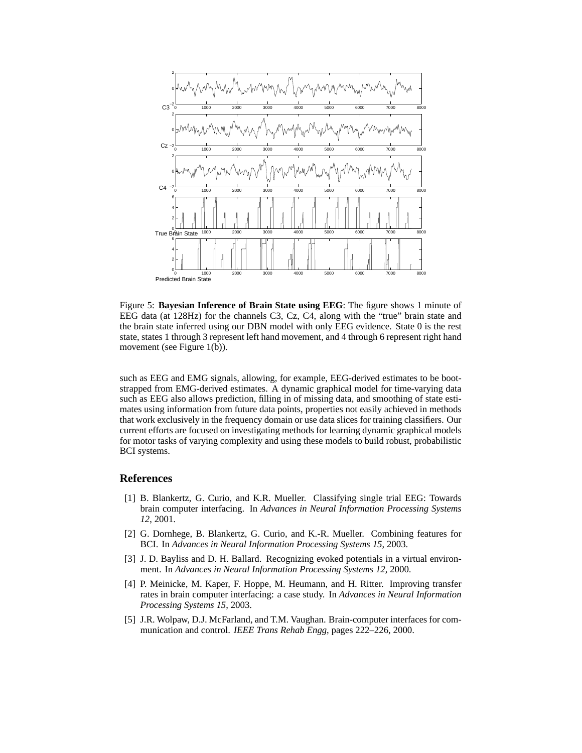Figure 5: **Bayesian Inference of Brain State using EEG**: The figure shows 1 minute of EEG data (at 128Hz) for the channels C3, Cz, C4, along with the "true" brain state and the brain state inferred using our DBN model with only EEG evidence. State 0 is the rest state, states 1 through 3 represent left hand movement, and 4 through 6 represent right hand movement (see Figure 1(b)).

such as EEG and EMG signals, allowing, for example, EEG-derived estimates to be bootstrapped from EMG-derived estimates. A dynamic graphical model for time-varying data such as EEG also allows prediction, filling in of missing data, and smoothing of state estimates using information from future data points, properties not easily achieved in methods that work exclusively in the frequency domain or use data slices for training classifiers. Our current efforts are focused on investigating methods for learning dynamic graphical models for motor tasks of varying complexity and using these models to build robust, probabilistic BCI systems.

## References

[1] B. Blankertz, G. Curio, and K.R. Mueller. Classifying single trial EEG: Towards brain computer interfacing. In *Advances in Neural Information Processing Systems 12*, 2001.

[2] G. Dornhege, B. Blankertz, G. Curio, and K.-R. Mueller. Combining features for BCI. In *Advances in Neural Information Processing Systems 15*, 2003.

[3] J. D. Bayliss and D. H. Ballard. Recognizing evoked potentials in a virtual environment. In *Advances in Neural Information Processing Systems 12*, 2000.

[4] P. Meinicke, M. Kaper, F. Hoppe, M. Heumann, and H. Ritter. Improving transfer rates in brain computer interfacing: a case study. In *Advances in Neural Information Processing Systems 15*, 2003.

[5] J.R. Wolpaw, D.J. McFarland, and T.M. Vaughan. Brain-computer interfaces for communication and control. *IEEE Trans Rehab Engg*, pages 222–226, 2000.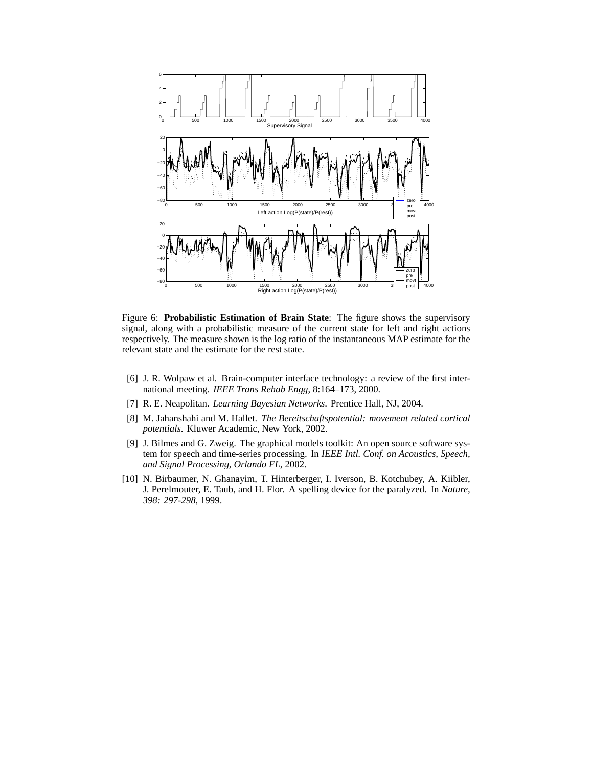6
4
2
0
0 500 1000 1500 2000 2500 3000 3500 4000
Supervisory Signal

20
0
−20
−40
−60
−80
0 500 1000 1500 2000 2500 3000 4000
Left action Log(P(state)/P(rest))
zero
pre
movt
post

20
0
−20
−40
−60
−80
0 500 1000 1500 2000 2500 3000 4000
Right action Log(P(state)/P(rest))
zero
pre
movt
post

Figure 6: **Probabilistic Estimation of Brain State**: The figure shows the supervisory signal, along with a probabilistic measure of the current state for left and right actions respectively. The measure shown is the log ratio of the instantaneous MAP estimate for the relevant state and the estimate for the rest state.

[6] J. R. Wolpaw et al. Brain-computer interface technology: a review of the first international meeting. *IEEE Trans Rehab Engg*, 8:164–173, 2000.

[7] R. E. Neapolitan. *Learning Bayesian Networks*. Prentice Hall, NJ, 2004.

[8] M. Jahanshahi and M. Hallet. *The Bereitschaftspotential: movement related cortical potentials*. Kluwer Academic, New York, 2002.

[9] J. Bilmes and G. Zweig. The graphical models toolkit: An open source software system for speech and time-series processing. In *IEEE Intl. Conf. on Acoustics, Speech, and Signal Processing, Orlando FL*, 2002.

[10] N. Birbaumer, N. Ghanayim, T. Hinterberger, I. Iverson, B. Kotchubey, A. Kiibler, J. Perelmouter, E. Taub, and H. Flor. A spelling device for the paralyzed. In *Nature, 398: 297-298*, 1999.